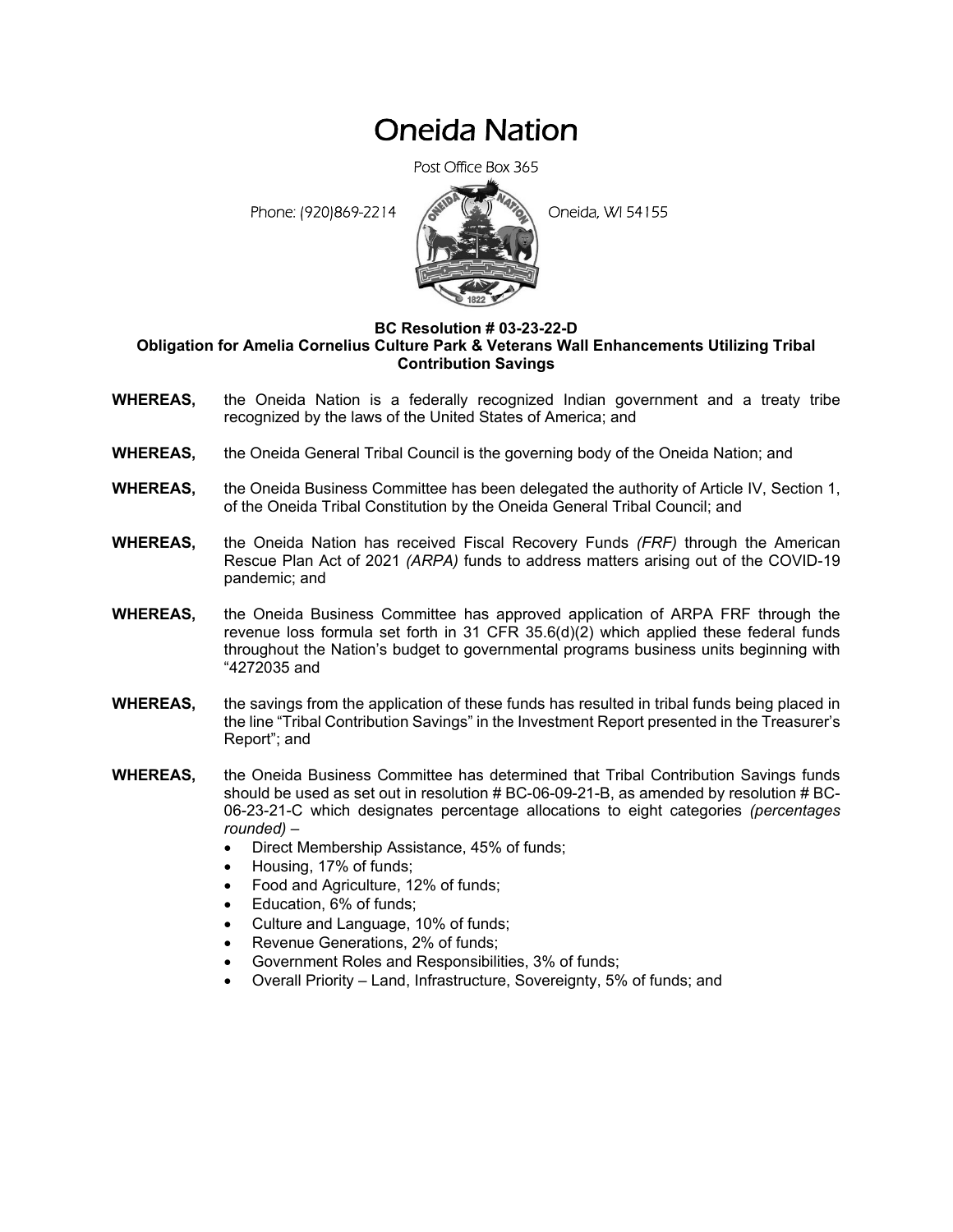# Oneida Nation

Post Office Box 365

Phone: (920)869-2214 Oneida, WI 54155

**BC Resolution # 03-23-22-D**
**Obligation for Amelia Cornelius Culture Park & Veterans Wall Enhancements Utilizing Tribal Contribution Savings**

**WHEREAS,** the Oneida Nation is a federally recognized Indian government and a treaty tribe recognized by the laws of the United States of America; and

**WHEREAS,** the Oneida General Tribal Council is the governing body of the Oneida Nation; and

**WHEREAS,** the Oneida Business Committee has been delegated the authority of Article IV, Section 1, of the Oneida Tribal Constitution by the Oneida General Tribal Council; and

**WHEREAS,** the Oneida Nation has received Fiscal Recovery Funds *(FRF)* through the American Rescue Plan Act of 2021 *(ARPA)* funds to address matters arising out of the COVID-19 pandemic; and

**WHEREAS,** the Oneida Business Committee has approved application of ARPA FRF through the revenue loss formula set forth in 31 CFR 35.6(d)(2) which applied these federal funds throughout the Nation's budget to governmental programs business units beginning with "4272035 and

**WHEREAS,** the savings from the application of these funds has resulted in tribal funds being placed in the line "Tribal Contribution Savings" in the Investment Report presented in the Treasurer's Report"; and

**WHEREAS,** the Oneida Business Committee has determined that Tribal Contribution Savings funds should be used as set out in resolution # BC-06-09-21-B, as amended by resolution # BC-06-23-21-C which designates percentage allocations to eight categories *(percentages rounded)* –

- Direct Membership Assistance, 45% of funds;
- Housing, 17% of funds;
- Food and Agriculture, 12% of funds;
- Education, 6% of funds;
- Culture and Language, 10% of funds;
- Revenue Generations, 2% of funds;
- Government Roles and Responsibilities, 3% of funds;
- Overall Priority – Land, Infrastructure, Sovereignty, 5% of funds; and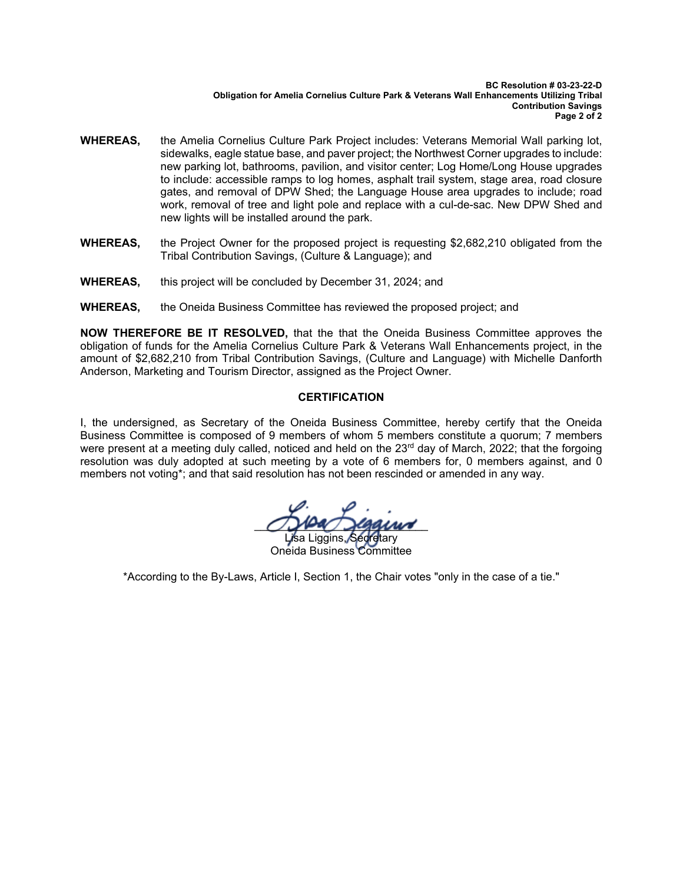**WHEREAS,** the Amelia Cornelius Culture Park Project includes: Veterans Memorial Wall parking lot, sidewalks, eagle statue base, and paver project; the Northwest Corner upgrades to include: new parking lot, bathrooms, pavilion, and visitor center; Log Home/Long House upgrades to include: accessible ramps to log homes, asphalt trail system, stage area, road closure gates, and removal of DPW Shed; the Language House area upgrades to include; road work, removal of tree and light pole and replace with a cul-de-sac. New DPW Shed and new lights will be installed around the park.

**WHEREAS,** the Project Owner for the proposed project is requesting $2,682,210 obligated from the Tribal Contribution Savings, (Culture & Language); and

**WHEREAS,** this project will be concluded by December 31, 2024; and

**WHEREAS,** the Oneida Business Committee has reviewed the proposed project; and

**NOW THEREFORE BE IT RESOLVED,** that the that the Oneida Business Committee approves the obligation of funds for the Amelia Cornelius Culture Park & Veterans Wall Enhancements project, in the amount of $2,682,210 from Tribal Contribution Savings, (Culture and Language) with Michelle Danforth Anderson, Marketing and Tourism Director, assigned as the Project Owner.

## CERTIFICATION

I, the undersigned, as Secretary of the Oneida Business Committee, hereby certify that the Oneida Business Committee is composed of 9 members of whom 5 members constitute a quorum; 7 members were present at a meeting duly called, noticed and held on the 23rd day of March, 2022; that the forgoing resolution was duly adopted at such meeting by a vote of 6 members for, 0 members against, and 0 members not voting*; and that said resolution has not been rescinded or amended in any way.

Lisa Liggins, Secretary
Oneida Business Committee

*According to the By-Laws, Article I, Section 1, the Chair votes "only in the case of a tie."